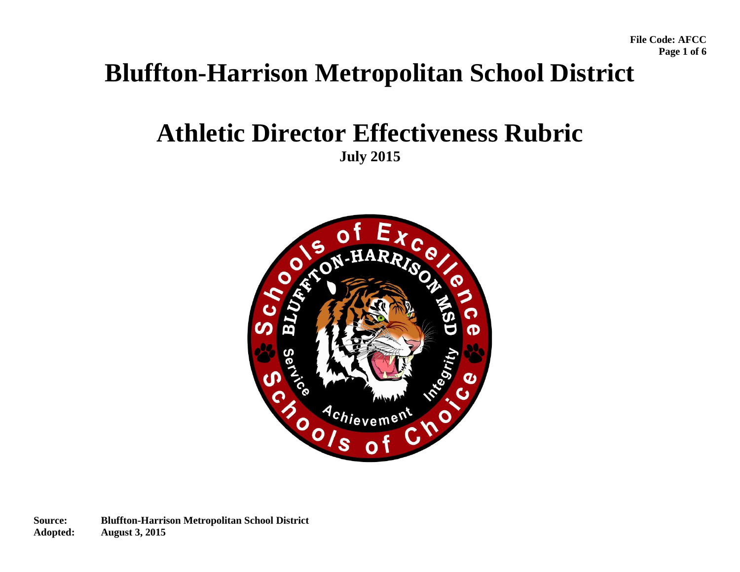File Code: AFCC

# Bluffton-Harrison Metropolitan School District

# Athletic Director Effectiveness Rubric

**July 2015**

**Source:** Bluffton-Harrison Metropolitan School District
**Adopted:** August 3, 2015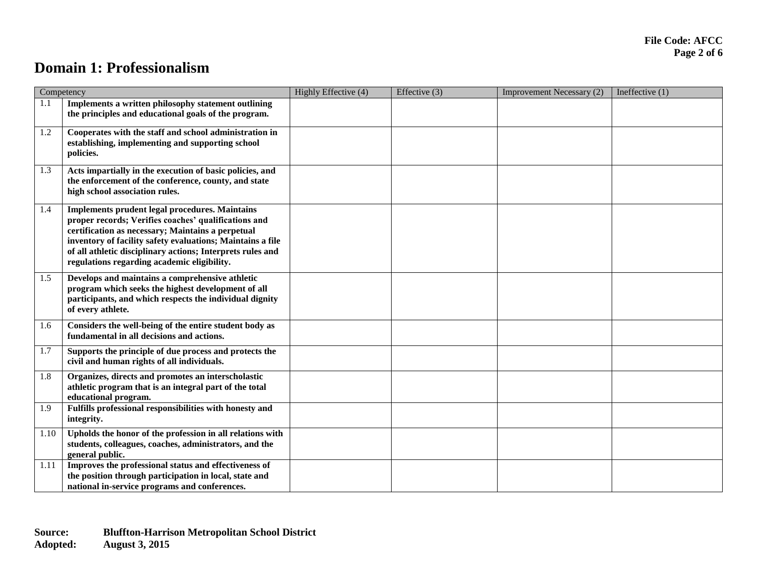# Domain 1: Professionalism

| Competency | | Highly Effective (4) | Effective (3) | Improvement Necessary (2) | Ineffective (1) |
|---|---|---|---|---|---|
| 1.1 | **Implements a written philosophy statement outlining the principles and educational goals of the program.** | | | | |
| 1.2 | **Cooperates with the staff and school administration in establishing, implementing and supporting school policies.** | | | | |
| 1.3 | **Acts impartially in the execution of basic policies, and the enforcement of the conference, county, and state high school association rules.** | | | | |
| 1.4 | **Implements prudent legal procedures. Maintains proper records; Verifies coaches' qualifications and certification as necessary; Maintains a perpetual inventory of facility safety evaluations; Maintains a file of all athletic disciplinary actions; Interprets rules and regulations regarding academic eligibility.** | | | | |
| 1.5 | **Develops and maintains a comprehensive athletic program which seeks the highest development of all participants, and which respects the individual dignity of every athlete.** | | | | |
| 1.6 | **Considers the well-being of the entire student body as fundamental in all decisions and actions.** | | | | |
| 1.7 | **Supports the principle of due process and protects the civil and human rights of all individuals.** | | | | |
| 1.8 | **Organizes, directs and promotes an interscholastic athletic program that is an integral part of the total educational program.** | | | | |
| 1.9 | **Fulfills professional responsibilities with honesty and integrity.** | | | | |
| 1.10 | **Upholds the honor of the profession in all relations with students, colleagues, coaches, administrators, and the general public.** | | | | |
| 1.11 | **Improves the professional status and effectiveness of the position through participation in local, state and national in-service programs and conferences.** | | | | |

**Source:** **Bluffton-Harrison Metropolitan School District**
**Adopted:** **August 3, 2015**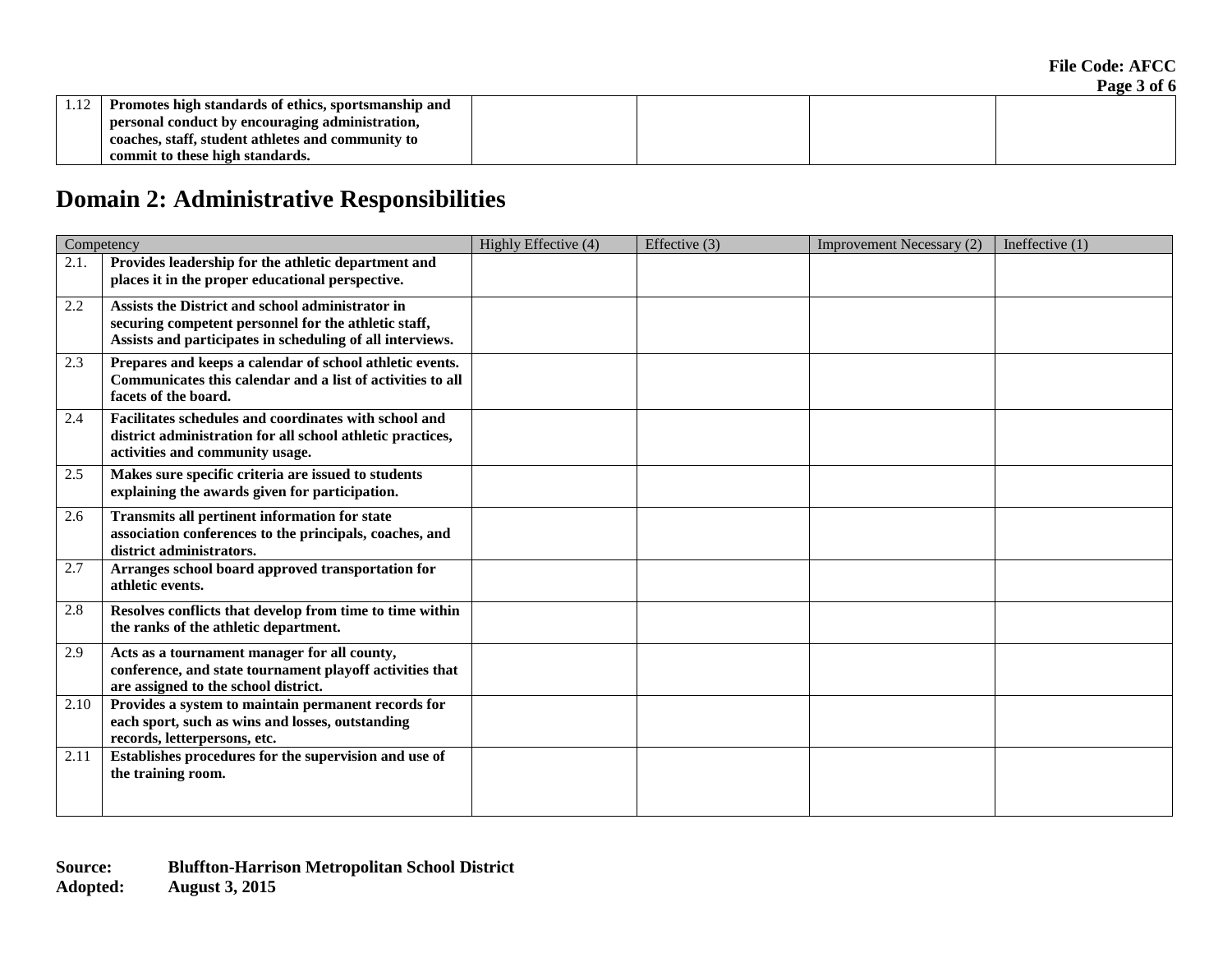| 1.12 | **Promotes high standards of ethics, sportsmanship and personal conduct by encouraging administration, coaches, staff, student athletes and community to commit to these high standards.** | | | | |
|---|---|---|---|---|---|

## Domain 2: Administrative Responsibilities

| Competency | | Highly Effective (4) | Effective (3) | Improvement Necessary (2) | Ineffective (1) |
|---|---|---|---|---|---|
| 2.1. | **Provides leadership for the athletic department and places it in the proper educational perspective.** | | | | |
| 2.2 | **Assists the District and school administrator in securing competent personnel for the athletic staff, Assists and participates in scheduling of all interviews.** | | | | |
| 2.3 | **Prepares and keeps a calendar of school athletic events. Communicates this calendar and a list of activities to all facets of the board.** | | | | |
| 2.4 | **Facilitates schedules and coordinates with school and district administration for all school athletic practices, activities and community usage.** | | | | |
| 2.5 | **Makes sure specific criteria are issued to students explaining the awards given for participation.** | | | | |
| 2.6 | **Transmits all pertinent information for state association conferences to the principals, coaches, and district administrators.** | | | | |
| 2.7 | **Arranges school board approved transportation for athletic events.** | | | | |
| 2.8 | **Resolves conflicts that develop from time to time within the ranks of the athletic department.** | | | | |
| 2.9 | **Acts as a tournament manager for all county, conference, and state tournament playoff activities that are assigned to the school district.** | | | | |
| 2.10 | **Provides a system to maintain permanent records for each sport, such as wins and losses, outstanding records, letterpersons, etc.** | | | | |
| 2.11 | **Establishes procedures for the supervision and use of the training room.** | | | | |

**Source:** **Bluffton-Harrison Metropolitan School District**
**Adopted:** **August 3, 2015**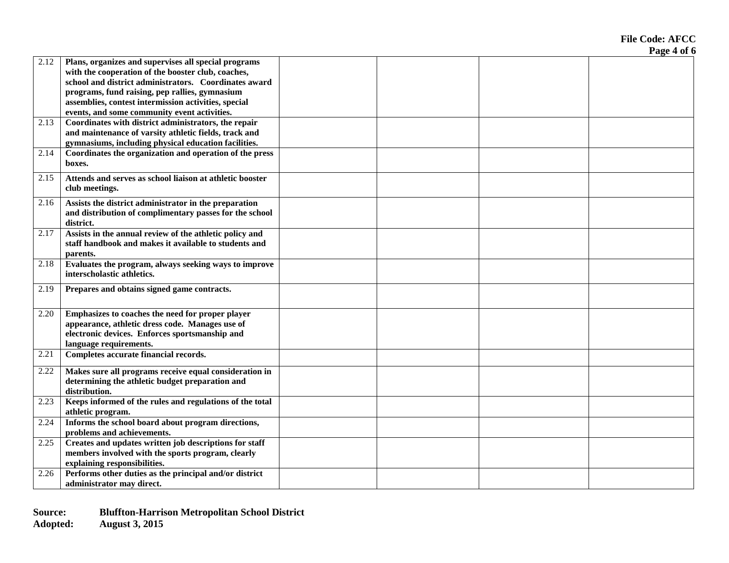| | | | | | |
|---|---|---|---|---|---|
| 2.12 | **Plans, organizes and supervises all special programs with the cooperation of the booster club, coaches, school and district administrators. Coordinates award programs, fund raising, pep rallies, gymnasium assemblies, contest intermission activities, special events, and some community event activities.** | | | | |
| 2.13 | **Coordinates with district administrators, the repair and maintenance of varsity athletic fields, track and gymnasiums, including physical education facilities.** | | | | |
| 2.14 | **Coordinates the organization and operation of the press boxes.** | | | | |
| 2.15 | **Attends and serves as school liaison at athletic booster club meetings.** | | | | |
| 2.16 | **Assists the district administrator in the preparation and distribution of complimentary passes for the school district.** | | | | |
| 2.17 | **Assists in the annual review of the athletic policy and staff handbook and makes it available to students and parents.** | | | | |
| 2.18 | **Evaluates the program, always seeking ways to improve interscholastic athletics.** | | | | |
| 2.19 | **Prepares and obtains signed game contracts.** | | | | |
| 2.20 | **Emphasizes to coaches the need for proper player appearance, athletic dress code. Manages use of electronic devices. Enforces sportsmanship and language requirements.** | | | | |
| 2.21 | **Completes accurate financial records.** | | | | |
| 2.22 | **Makes sure all programs receive equal consideration in determining the athletic budget preparation and distribution.** | | | | |
| 2.23 | **Keeps informed of the rules and regulations of the total athletic program.** | | | | |
| 2.24 | **Informs the school board about program directions, problems and achievements.** | | | | |
| 2.25 | **Creates and updates written job descriptions for staff members involved with the sports program, clearly explaining responsibilities.** | | | | |
| 2.26 | **Performs other duties as the principal and/or district administrator may direct.** | | | | |

**Source:** **Bluffton-Harrison Metropolitan School District**
**Adopted:** **August 3, 2015**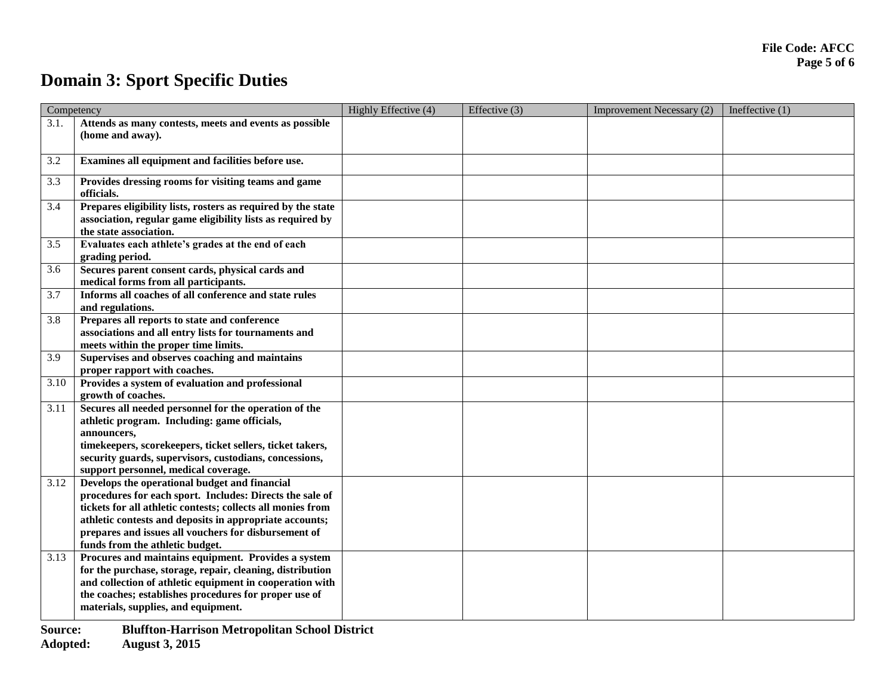## Domain 3: Sport Specific Duties

| Competency | | Highly Effective (4) | Effective (3) | Improvement Necessary (2) | Ineffective (1) |
|---|---|---|---|---|---|
| 3.1. | **Attends as many contests, meets and events as possible (home and away).** | | | | |
| 3.2 | **Examines all equipment and facilities before use.** | | | | |
| 3.3 | **Provides dressing rooms for visiting teams and game officials.** | | | | |
| 3.4 | **Prepares eligibility lists, rosters as required by the state association, regular game eligibility lists as required by the state association.** | | | | |
| 3.5 | **Evaluates each athlete's grades at the end of each grading period.** | | | | |
| 3.6 | **Secures parent consent cards, physical cards and medical forms from all participants.** | | | | |
| 3.7 | **Informs all coaches of all conference and state rules and regulations.** | | | | |
| 3.8 | **Prepares all reports to state and conference associations and all entry lists for tournaments and meets within the proper time limits.** | | | | |
| 3.9 | **Supervises and observes coaching and maintains proper rapport with coaches.** | | | | |
| 3.10 | **Provides a system of evaluation and professional growth of coaches.** | | | | |
| 3.11 | **Secures all needed personnel for the operation of the athletic program. Including: game officials, announcers, timekeepers, scorekeepers, ticket sellers, ticket takers, security guards, supervisors, custodians, concessions, support personnel, medical coverage.** | | | | |
| 3.12 | **Develops the operational budget and financial procedures for each sport. Includes: Directs the sale of tickets for all athletic contests; collects all monies from athletic contests and deposits in appropriate accounts; prepares and issues all vouchers for disbursement of funds from the athletic budget.** | | | | |
| 3.13 | **Procures and maintains equipment. Provides a system for the purchase, storage, repair, cleaning, distribution and collection of athletic equipment in cooperation with the coaches; establishes procedures for proper use of materials, supplies, and equipment.** | | | | |

**Source:** **Bluffton-Harrison Metropolitan School District**
**Adopted:** **August 3, 2015**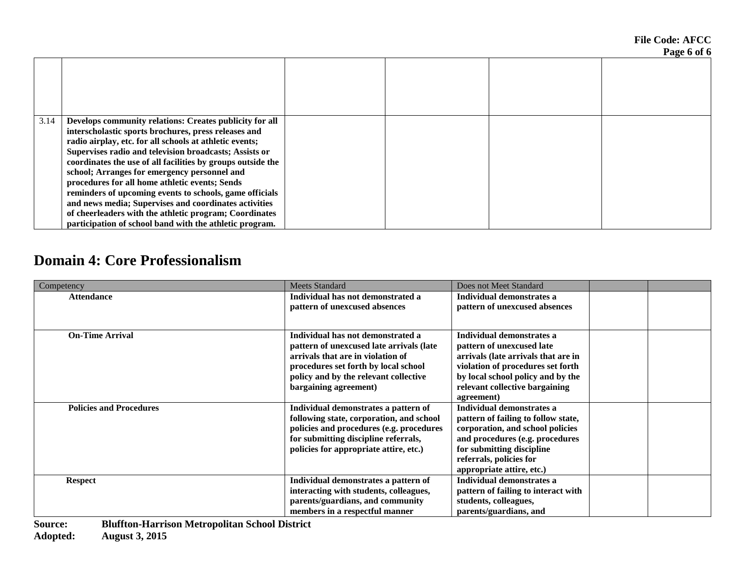| | | | | | |
|---|---|---|---|---|---|
| | | | | | |
| 3.14 | **Develops community relations: Creates publicity for all interscholastic sports brochures, press releases and radio airplay, etc. for all schools at athletic events; Supervises radio and television broadcasts; Assists or coordinates the use of all facilities by groups outside the school; Arranges for emergency personnel and procedures for all home athletic events; Sends reminders of upcoming events to schools, game officials and news media; Supervises and coordinates activities of cheerleaders with the athletic program; Coordinates participation of school band with the athletic program.** | | | | |

## Domain 4: Core Professionalism

| Competency | Meets Standard | Does not Meet Standard | | |
|---|---|---|---|---|
| **Attendance** | **Individual has not demonstrated a pattern of unexcused absences** | **Individual demonstrates a pattern of unexcused absences** | | |
| **On-Time Arrival** | **Individual has not demonstrated a pattern of unexcused late arrivals (late arrivals that are in violation of procedures set forth by local school policy and by the relevant collective bargaining agreement)** | **Individual demonstrates a pattern of unexcused late arrivals (late arrivals that are in violation of procedures set forth by local school policy and by the relevant collective bargaining agreement)** | | |
| **Policies and Procedures** | **Individual demonstrates a pattern of following state, corporation, and school policies and procedures (e.g. procedures for submitting discipline referrals, policies for appropriate attire, etc.)** | **Individual demonstrates a pattern of failing to follow state, corporation, and school policies and procedures (e.g. procedures for submitting discipline referrals, policies for appropriate attire, etc.)** | | |
| **Respect** | **Individual demonstrates a pattern of interacting with students, colleagues, parents/guardians, and community members in a respectful manner** | **Individual demonstrates a pattern of failing to interact with students, colleagues, parents/guardians, and** | | |

**Source:** Bluffton-Harrison Metropolitan School District
**Adopted:** August 3, 2015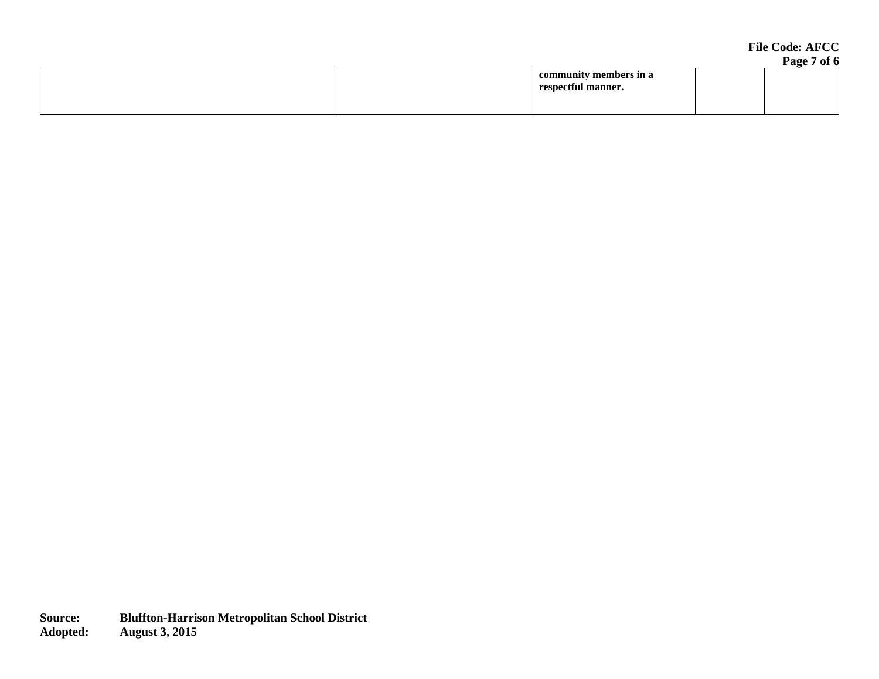| | | community members in a respectful manner. | | |
|---|---|---|---|---|

**Source:** Bluffton-Harrison Metropolitan School District
**Adopted:** August 3, 2015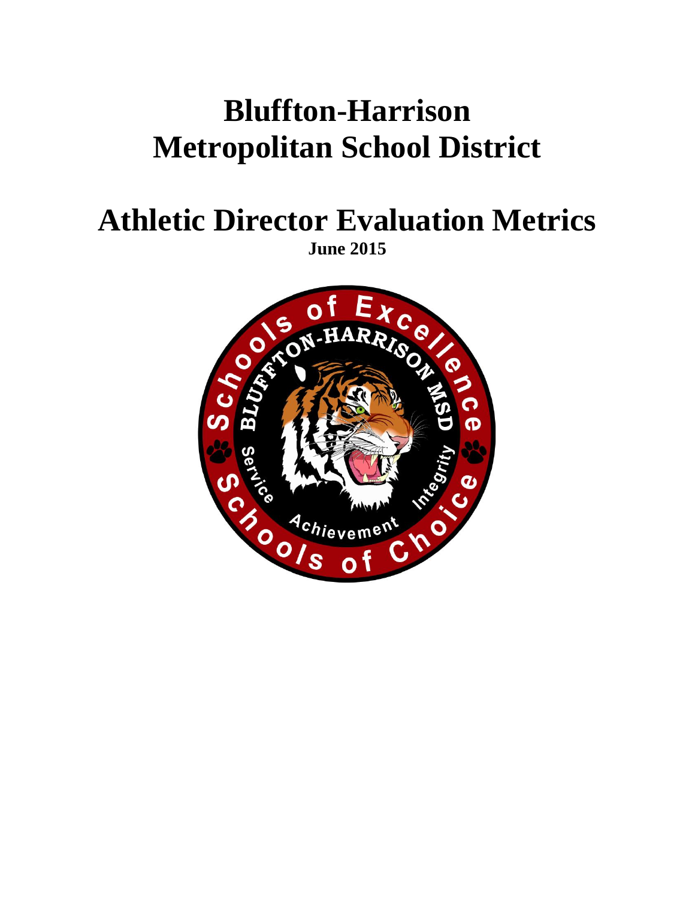# Bluffton-Harrison Metropolitan School District

# Athletic Director Evaluation Metrics

**June 2015**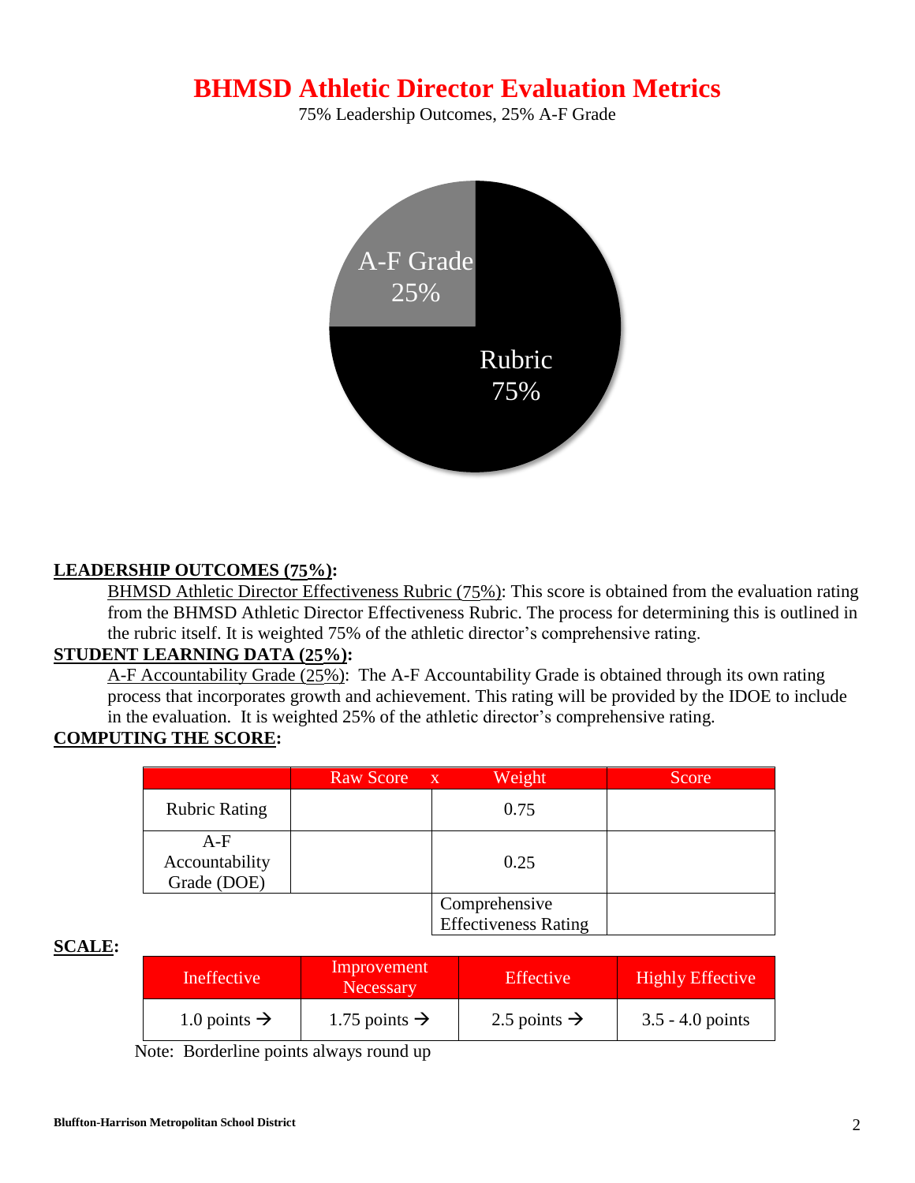# BHMSD Athletic Director Evaluation Metrics

75% Leadership Outcomes, 25% A-F Grade

A-F Grade
25%

Rubric
75%

**LEADERSHIP OUTCOMES (75%):**

BHMSD Athletic Director Effectiveness Rubric (75%): This score is obtained from the evaluation rating from the BHMSD Athletic Director Effectiveness Rubric. The process for determining this is outlined in the rubric itself. It is weighted 75% of the athletic director's comprehensive rating.

**STUDENT LEARNING DATA (25%):**

A-F Accountability Grade (25%): The A-F Accountability Grade is obtained through its own rating process that incorporates growth and achievement. This rating will be provided by the IDOE to include in the evaluation. It is weighted 25% of the athletic director's comprehensive rating.

**COMPUTING THE SCORE:**

| | Raw Score x | Weight | Score |
|---|---|---|---|
| Rubric Rating | | 0.75 | |
| A-F Accountability Grade (DOE) | | 0.25 | |
| | | Comprehensive Effectiveness Rating | |

**SCALE:**

| Ineffective | Improvement Necessary | Effective | Highly Effective |
|---|---|---|---|
| 1.0 points → | 1.75 points → | 2.5 points → | 3.5 - 4.0 points |

Note: Borderline points always round up